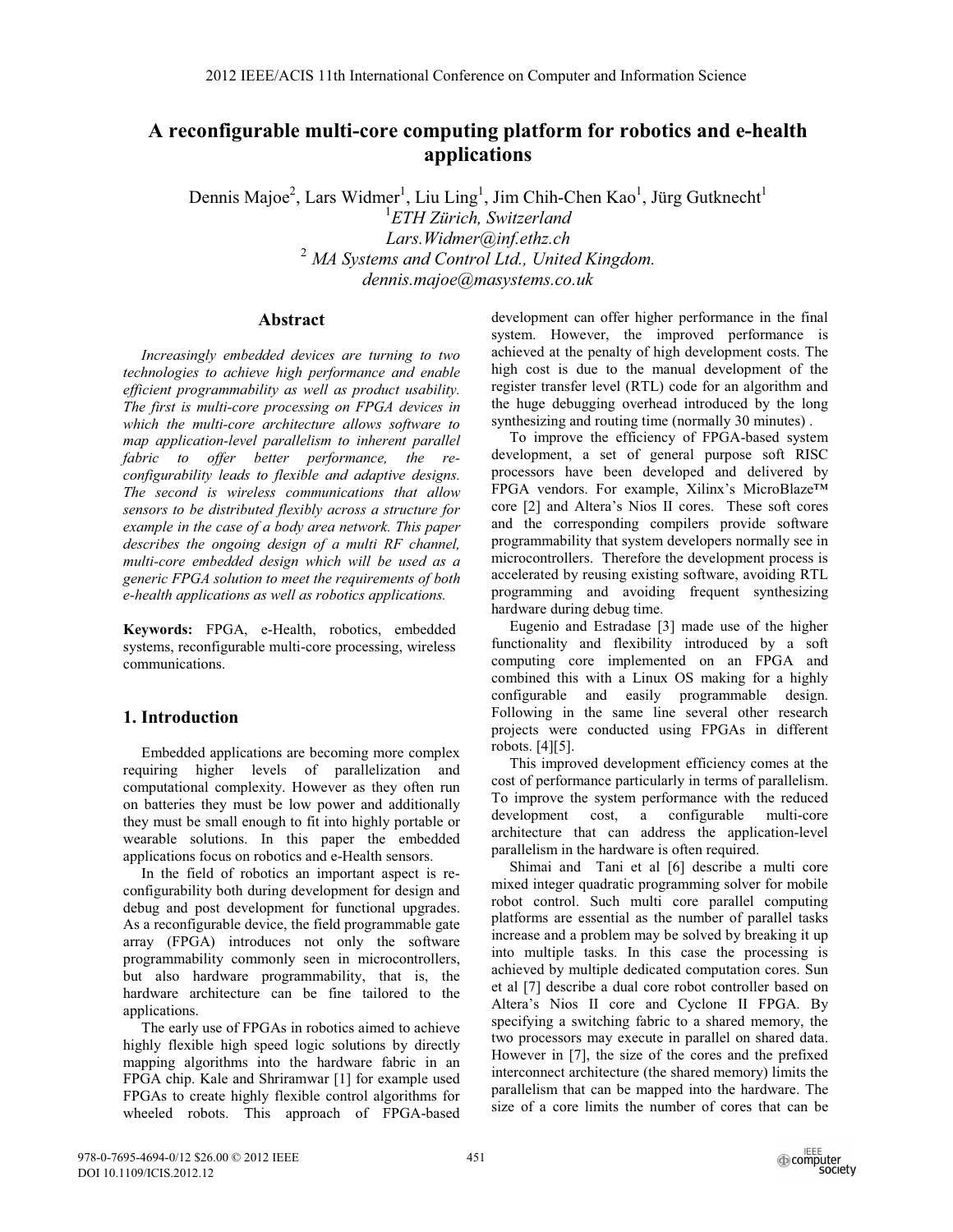# A reconfigurable multi-core computing platform for robotics and e-health applications

Dennis Majoe[2], Lars Widmer[1], Liu Ling[1], Jim Chih-Chen Kao[1], Jürg Gutknecht[1]

[1]*ETH Zürich, Switzerland*

*Lars.Widmer@inf.ethz.ch*

[2] *MA Systems and Control Ltd., United Kingdom.*

*dennis.majoe@masystems.co.uk*

## Abstract

*Increasingly embedded devices are turning to two technologies to achieve high performance and enable efficient programmability as well as product usability. The first is multi-core processing on FPGA devices in which the multi-core architecture allows software to map application-level parallelism to inherent parallel fabric to offer better performance, the re-configurability leads to flexible and adaptive designs. The second is wireless communications that allow sensors to be distributed flexibly across a structure for example in the case of a body area network. This paper describes the ongoing design of a multi RF channel, multi-core embedded design which will be used as a generic FPGA solution to meet the requirements of both e-health applications as well as robotics applications.*

**Keywords:** FPGA, e-Health, robotics, embedded systems, reconfigurable multi-core processing, wireless communications.

## 1. Introduction

Embedded applications are becoming more complex requiring higher levels of parallelization and computational complexity. However as they often run on batteries they must be low power and additionally they must be small enough to fit into highly portable or wearable solutions. In this paper the embedded applications focus on robotics and e-Health sensors.

In the field of robotics an important aspect is re-configurability both during development for design and debug and post development for functional upgrades. As a reconfigurable device, the field programmable gate array (FPGA) introduces not only the software programmability commonly seen in microcontrollers, but also hardware programmability, that is, the hardware architecture can be fine tailored to the applications.

The early use of FPGAs in robotics aimed to achieve highly flexible high speed logic solutions by directly mapping algorithms into the hardware fabric in an FPGA chip. Kale and Shriramwar [1] for example used FPGAs to create highly flexible control algorithms for wheeled robots. This approach of FPGA-based development can offer higher performance in the final system. However, the improved performance is achieved at the penalty of high development costs. The high cost is due to the manual development of the register transfer level (RTL) code for an algorithm and the huge debugging overhead introduced by the long synthesizing and routing time (normally 30 minutes) .

To improve the efficiency of FPGA-based system development, a set of general purpose soft RISC processors have been developed and delivered by FPGA vendors. For example, Xilinx's MicroBlaze™ core [2] and Altera's Nios II cores. These soft cores and the corresponding compilers provide software programmability that system developers normally see in microcontrollers. Therefore the development process is accelerated by reusing existing software, avoiding RTL programming and avoiding frequent synthesizing hardware during debug time.

Eugenio and Estradase [3] made use of the higher functionality and flexibility introduced by a soft computing core implemented on an FPGA and combined this with a Linux OS making for a highly configurable and easily programmable design. Following in the same line several other research projects were conducted using FPGAs in different robots. [4][5].

This improved development efficiency comes at the cost of performance particularly in terms of parallelism. To improve the system performance with the reduced development cost, a configurable multi-core architecture that can address the application-level parallelism in the hardware is often required.

Shimai and Tani et al [6] describe a multi core mixed integer quadratic programming solver for mobile robot control. Such multi core parallel computing platforms are essential as the number of parallel tasks increase and a problem may be solved by breaking it up into multiple tasks. In this case the processing is achieved by multiple dedicated computation cores. Sun et al [7] describe a dual core robot controller based on Altera's Nios II core and Cyclone II FPGA. By specifying a switching fabric to a shared memory, the two processors may execute in parallel on shared data. However in [7], the size of the cores and the prefixed interconnect architecture (the shared memory) limits the parallelism that can be mapped into the hardware. The size of a core limits the number of cores that can be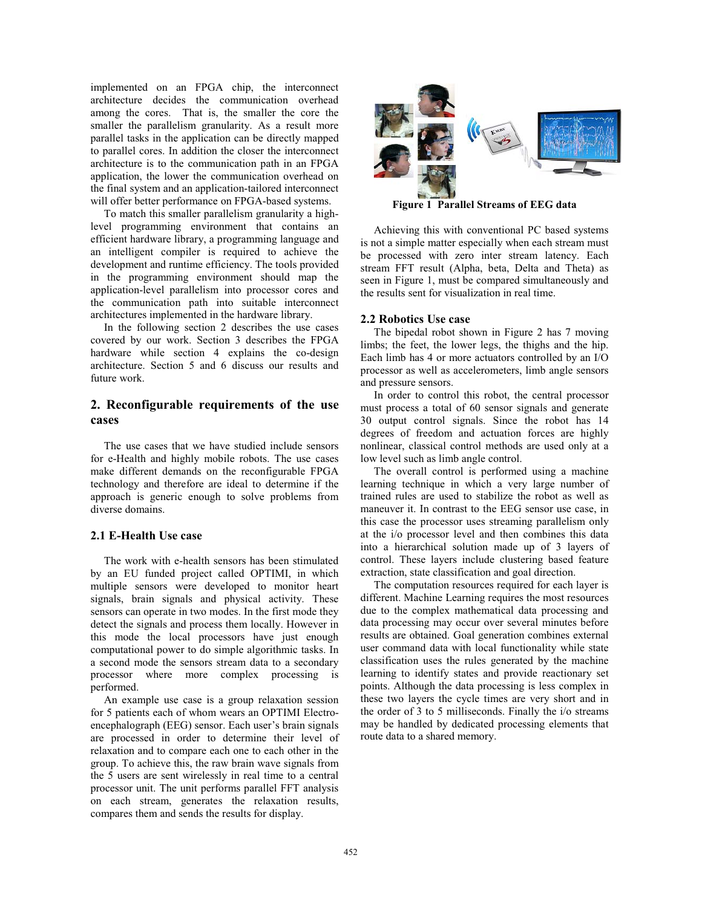implemented on an FPGA chip, the interconnect architecture decides the communication overhead among the cores. That is, the smaller the core the smaller the parallelism granularity. As a result more parallel tasks in the application can be directly mapped to parallel cores. In addition the closer the interconnect architecture is to the communication path in an FPGA application, the lower the communication overhead on the final system and an application-tailored interconnect will offer better performance on FPGA-based systems.

To match this smaller parallelism granularity a high-level programming environment that contains an efficient hardware library, a programming language and an intelligent compiler is required to achieve the development and runtime efficiency. The tools provided in the programming environment should map the application-level parallelism into processor cores and the communication path into suitable interconnect architectures implemented in the hardware library.

In the following section 2 describes the use cases covered by our work. Section 3 describes the FPGA hardware while section 4 explains the co-design architecture. Section 5 and 6 discuss our results and future work.

## 2. Reconfigurable requirements of the use cases

The use cases that we have studied include sensors for e-Health and highly mobile robots. The use cases make different demands on the reconfigurable FPGA technology and therefore are ideal to determine if the approach is generic enough to solve problems from diverse domains.

### 2.1 E-Health Use case

The work with e-health sensors has been stimulated by an EU funded project called OPTIMI, in which multiple sensors were developed to monitor heart signals, brain signals and physical activity. These sensors can operate in two modes. In the first mode they detect the signals and process them locally. However in this mode the local processors have just enough computational power to do simple algorithmic tasks. In a second mode the sensors stream data to a secondary processor where more complex processing is performed.

An example use case is a group relaxation session for 5 patients each of whom wears an OPTIMI Electro-encephalograph (EEG) sensor. Each user's brain signals are processed in order to determine their level of relaxation and to compare each one to each other in the group. To achieve this, the raw brain wave signals from the 5 users are sent wirelessly in real time to a central processor unit. The unit performs parallel FFT analysis on each stream, generates the relaxation results, compares them and sends the results for display.

**Figure 1 Parallel Streams of EEG data**

Achieving this with conventional PC based systems is not a simple matter especially when each stream must be processed with zero inter stream latency. Each stream FFT result (Alpha, beta, Delta and Theta) as seen in Figure 1, must be compared simultaneously and the results sent for visualization in real time.

### 2.2 Robotics Use case

The bipedal robot shown in Figure 2 has 7 moving limbs; the feet, the lower legs, the thighs and the hip. Each limb has 4 or more actuators controlled by an I/O processor as well as accelerometers, limb angle sensors and pressure sensors.

In order to control this robot, the central processor must process a total of 60 sensor signals and generate 30 output control signals. Since the robot has 14 degrees of freedom and actuation forces are highly nonlinear, classical control methods are used only at a low level such as limb angle control.

The overall control is performed using a machine learning technique in which a very large number of trained rules are used to stabilize the robot as well as maneuver it. In contrast to the EEG sensor use case, in this case the processor uses streaming parallelism only at the i/o processor level and then combines this data into a hierarchical solution made up of 3 layers of control. These layers include clustering based feature extraction, state classification and goal direction.

The computation resources required for each layer is different. Machine Learning requires the most resources due to the complex mathematical data processing and data processing may occur over several minutes before results are obtained. Goal generation combines external user command data with local functionality while state classification uses the rules generated by the machine learning to identify states and provide reactionary set points. Although the data processing is less complex in these two layers the cycle times are very short and in the order of 3 to 5 milliseconds. Finally the i/o streams may be handled by dedicated processing elements that route data to a shared memory.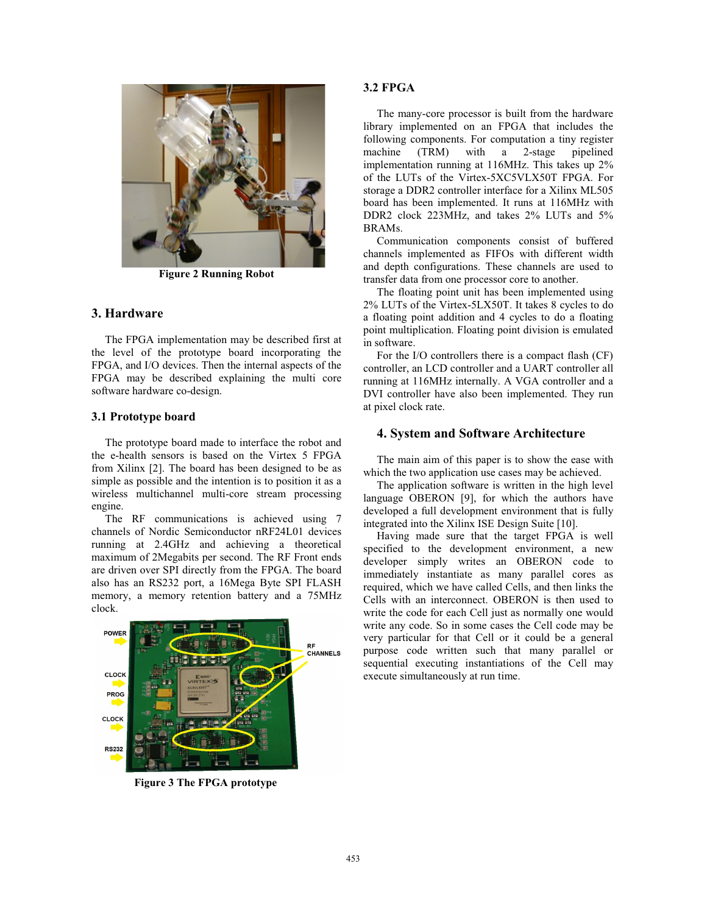Figure 2 Running Robot

## 3. Hardware

The FPGA implementation may be described first at the level of the prototype board incorporating the FPGA, and I/O devices. Then the internal aspects of the FPGA may be described explaining the multi core software hardware co-design.

### 3.1 Prototype board

The prototype board made to interface the robot and the e-health sensors is based on the Virtex 5 FPGA from Xilinx [2]. The board has been designed to be as simple as possible and the intention is to position it as a wireless multichannel multi-core stream processing engine.

The RF communications is achieved using 7 channels of Nordic Semiconductor nRF24L01 devices running at 2.4GHz and achieving a theoretical maximum of 2Megabits per second. The RF Front ends are driven over SPI directly from the FPGA. The board also has an RS232 port, a 16Mega Byte SPI FLASH memory, a memory retention battery and a 75MHz clock.

Figure 3 The FPGA prototype

### 3.2 FPGA

The many-core processor is built from the hardware library implemented on an FPGA that includes the following components. For computation a tiny register machine (TRM) with a 2-stage pipelined implementation running at 116MHz. This takes up 2% of the LUTs of the Virtex-5XC5VLX50T FPGA. For storage a DDR2 controller interface for a Xilinx ML505 board has been implemented. It runs at 116MHz with DDR2 clock 223MHz, and takes 2% LUTs and 5% BRAMs.

Communication components consist of buffered channels implemented as FIFOs with different width and depth configurations. These channels are used to transfer data from one processor core to another.

The floating point unit has been implemented using 2% LUTs of the Virtex-5LX50T. It takes 8 cycles to do a floating point addition and 4 cycles to do a floating point multiplication. Floating point division is emulated in software.

For the I/O controllers there is a compact flash (CF) controller, an LCD controller and a UART controller all running at 116MHz internally. A VGA controller and a DVI controller have also been implemented. They run at pixel clock rate.

## 4. System and Software Architecture

The main aim of this paper is to show the ease with which the two application use cases may be achieved.

The application software is written in the high level language OBERON [9], for which the authors have developed a full development environment that is fully integrated into the Xilinx ISE Design Suite [10].

Having made sure that the target FPGA is well specified to the development environment, a new developer simply writes an OBERON code to immediately instantiate as many parallel cores as required, which we have called Cells, and then links the Cells with an interconnect. OBERON is then used to write the code for each Cell just as normally one would write any code. So in some cases the Cell code may be very particular for that Cell or it could be a general purpose code written such that many parallel or sequential executing instantiations of the Cell may execute simultaneously at run time.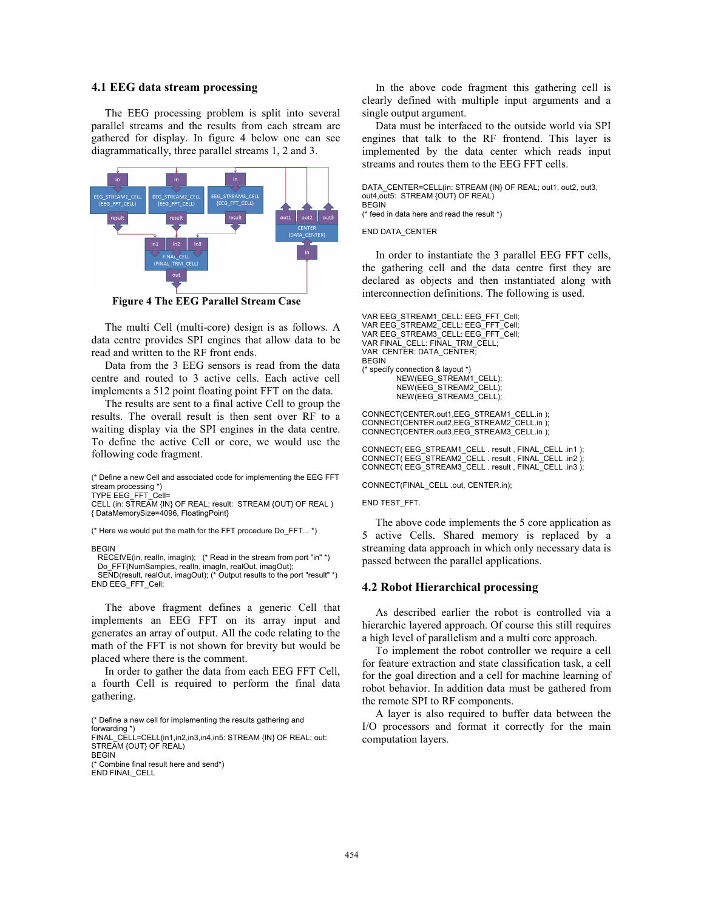### 4.1 EEG data stream processing

The EEG processing problem is split into several parallel streams and the results from each stream are gathered for display. In figure 4 below one can see diagrammatically, three parallel streams 1, 2 and 3.

**Figure 4 The EEG Parallel Stream Case**

The multi Cell (multi-core) design is as follows. A data centre provides SPI engines that allow data to be read and written to the RF front ends.

Data from the 3 EEG sensors is read from the data centre and routed to 3 active cells. Each active cell implements a 512 point floating point FFT on the data.

The results are sent to a final active Cell to group the results. The overall result is then sent over RF to a waiting display via the SPI engines in the data centre. To define the active Cell or core, we would use the following code fragment.

```
(* Define a new Cell and associated code for implementing the EEG FFT
stream processing *)
TYPE EEG_FFT_Cell=
CELL (in: STREAM {IN} OF REAL; result:  STREAM {OUT} OF REAL )
{ DataMemorySize=4096, FloatingPoint}

(* Here we would put the math for the FFT procedure Do_FFT... *)

BEGIN
  RECEIVE(in, realIn, imagIn);   (* Read in the stream from port "in" *)
  Do_FFT(NumSamples, realIn, imagIn, realOut, imagOut);
  SEND(result, realOut, imagOut); (* Output results to the port "result" *)
END EEG_FFT_Cell;
```

The above fragment defines a generic Cell that implements an EEG FFT on its array input and generates an array of output. All the code relating to the math of the FFT is not shown for brevity but would be placed where there is the comment.

In order to gather the data from each EEG FFT Cell, a fourth Cell is required to perform the final data gathering.

```
(* Define a new cell for implementing the results gathering and
forwarding *)
FINAL_CELL=CELL(in1,in2,in3,in4,in5: STREAM {IN} OF REAL; out:
STREAM {OUT} OF REAL)
BEGIN
(* Combine final result here and send*)
END FINAL_CELL
```

In the above code fragment this gathering cell is clearly defined with multiple input arguments and a single output argument.

Data must be interfaced to the outside world via SPI engines that talk to the RF frontend. This layer is implemented by the data center which reads input streams and routes them to the EEG FFT cells.

```
DATA_CENTER=CELL(in: STREAM {IN} OF REAL; out1, out2, out3,
out4,out5:  STREAM {OUT} OF REAL)
BEGIN
(* feed in data here and read the result *)

END DATA_CENTER
```

In order to instantiate the 3 parallel EEG FFT cells, the gathering cell and the data centre first they are declared as objects and then instantiated along with interconnection definitions. The following is used.

```
VAR EEG_STREAM1_CELL: EEG_FFT_Cell;
VAR EEG_STREAM2_CELL: EEG_FFT_Cell;
VAR EEG_STREAM3_CELL: EEG_FFT_Cell;
VAR FINAL_CELL: FINAL_TRM_CELL;
VAR  CENTER: DATA_CENTER;
BEGIN
(* specify connection & layout *)
          NEW(EEG_STREAM1_CELL);
          NEW(EEG_STREAM2_CELL);
          NEW(EEG_STREAM3_CELL);

CONNECT(CENTER.out1,EEG_STREAM1_CELL.in );
CONNECT(CENTER.out2,EEG_STREAM2_CELL.in );
CONNECT(CENTER.out3,EEG_STREAM3_CELL.in );

CONNECT( EEG_STREAM1_CELL . result , FINAL_CELL .in1 );
CONNECT( EEG_STREAM2_CELL . result , FINAL_CELL .in2 );
CONNECT( EEG_STREAM3_CELL . result , FINAL_CELL .in3 );

CONNECT(FINAL_CELL .out, CENTER.in);

END TEST_FFT.
```

The above code implements the 5 core application as 5 active Cells. Shared memory is replaced by a streaming data approach in which only necessary data is passed between the parallel applications.

### 4.2 Robot Hierarchical processing

As described earlier the robot is controlled via a hierarchic layered approach. Of course this still requires a high level of parallelism and a multi core approach.

To implement the robot controller we require a cell for feature extraction and state classification task, a cell for the goal direction and a cell for machine learning of robot behavior. In addition data must be gathered from the remote SPI to RF components.

A layer is also required to buffer data between the I/O processors and format it correctly for the main computation layers.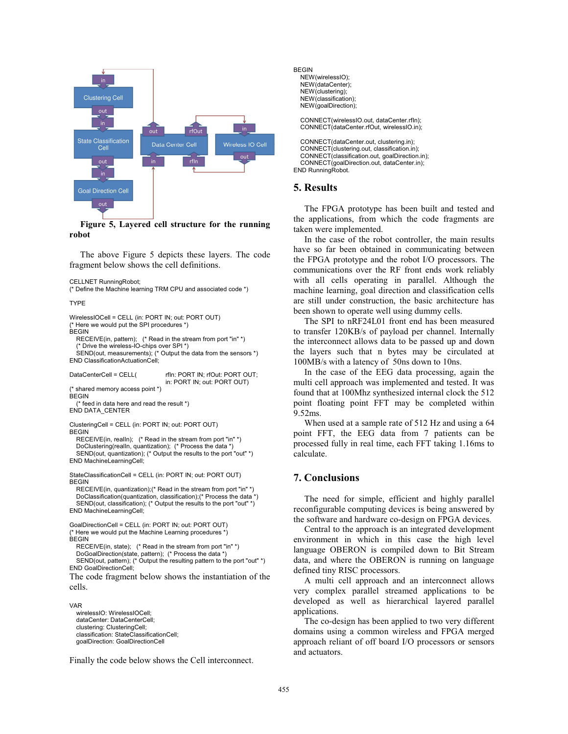Figure 5, Layered cell structure for the running robot

The above Figure 5 depicts these layers. The code fragment below shows the cell definitions.

```
CELLNET RunningRobot;
(* Define the Machine learning TRM CPU and associated code *)

TYPE

WirelessIOCell = CELL (in: PORT IN; out: PORT OUT)
(* Here we would put the SPI procedures *)
BEGIN
    RECEIVE(in, pattern);   (* Read in the stream from port "in" *)
    (* Drive the wireless-IO-chips over SPI *)
    SEND(out, measurements); (* Output the data from the sensors *)
END ClassificationActuationCell;

DataCenterCell = CELL(          rfIn: PORT IN; rfOut: PORT OUT;
                                in: PORT IN; out: PORT OUT)
(* shared memory access point *)
BEGIN
    (* feed in data here and read the result *)
END DATA_CENTER

ClusteringCell = CELL (in: PORT IN; out: PORT OUT)
BEGIN
    RECEIVE(in, realIn);   (* Read in the stream from port "in" *)
    DoClustering(realIn, quantization);  (* Process the data *)
    SEND(out, quantization); (* Output the results to the port "out" *)
END MachineLearningCell;

StateClassificationCell = CELL (in: PORT IN; out: PORT OUT)
BEGIN
    RECEIVE(in, quantization);(* Read in the stream from port "in" *)
    DoClassification(quantization, classification);(* Process the data *)
    SEND(out, classification); (* Output the results to the port "out" *)
END MachineLearningCell;

GoalDirectionCell = CELL (in: PORT IN; out: PORT OUT)
(* Here we would put the Machine Learning procedures *)
BEGIN
    RECEIVE(in, state);   (* Read in the stream from port "in" *)
    DoGoalDirection(state, pattern);  (* Process the data *)
    SEND(out, pattern); (* Output the resulting pattern to the port "out" *)
END GoalDirectionCell;
```

The code fragment below shows the instantiation of the cells.

```
VAR
    wirelessIO: WirelessIOCell;
    dataCenter: DataCenterCell;
    clustering: ClusteringCell;
    classification: StateClassificationCell;
    goalDirection: GoalDirectionCell
```

Finally the code below shows the Cell interconnect.

```
BEGIN
    NEW(wirelessIO);
    NEW(dataCenter);
    NEW(clustering);
    NEW(classification);
    NEW(goalDirection);

    CONNECT(wirelessIO.out, dataCenter.rfIn);
    CONNECT(dataCenter.rfOut, wirelessIO.in);

    CONNECT(dataCenter.out, clustering.in);
    CONNECT(clustering.out, classification.in);
    CONNECT(classification.out, goalDirection.in);
    CONNECT(goalDirection.out, dataCenter.in);
END RunningRobot.
```

## 5. Results

The FPGA prototype has been built and tested and the applications, from which the code fragments are taken were implemented.

In the case of the robot controller, the main results have so far been obtained in communicating between the FPGA prototype and the robot I/O processors. The communications over the RF front ends work reliably with all cells operating in parallel. Although the machine learning, goal direction and classification cells are still under construction, the basic architecture has been shown to operate well using dummy cells.

The SPI to nRF24L01 front end has been measured to transfer 120KB/s of payload per channel. Internally the interconnect allows data to be passed up and down the layers such that n bytes may be circulated at 100MB/s with a latency of 50ns down to 10ns.

In the case of the EEG data processing, again the multi cell approach was implemented and tested. It was found that at 100Mhz synthesized internal clock the 512 point floating point FFT may be completed within 9.52ms.

When used at a sample rate of 512 Hz and using a 64 point FFT, the EEG data from 7 patients can be processed fully in real time, each FFT taking 1.16ms to calculate.

## 7. Conclusions

The need for simple, efficient and highly parallel reconfigurable computing devices is being answered by the software and hardware co-design on FPGA devices.

Central to the approach is an integrated development environment in which in this case the high level language OBERON is compiled down to Bit Stream data, and where the OBERON is running on language defined tiny RISC processors.

A multi cell approach and an interconnect allows very complex parallel streamed applications to be developed as well as hierarchical layered parallel applications.

The co-design has been applied to two very different domains using a common wireless and FPGA merged approach reliant of off board I/O processors or sensors and actuators.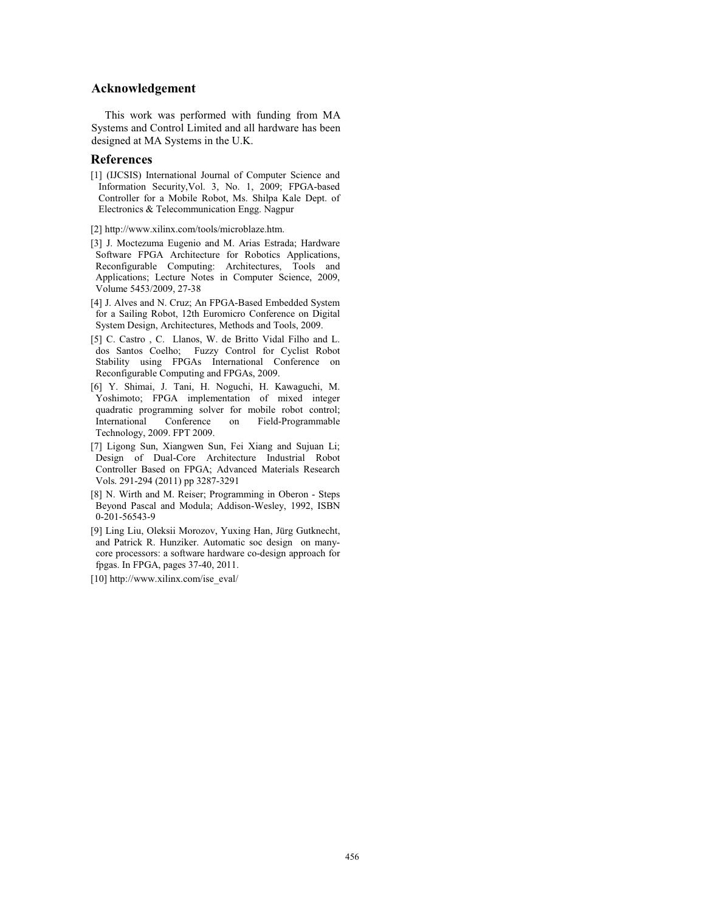## Acknowledgement

This work was performed with funding from MA Systems and Control Limited and all hardware has been designed at MA Systems in the U.K.

## References

[1] (IJCSIS) International Journal of Computer Science and Information Security,Vol. 3, No. 1, 2009; FPGA-based Controller for a Mobile Robot, Ms. Shilpa Kale Dept. of Electronics & Telecommunication Engg. Nagpur

[2] http://www.xilinx.com/tools/microblaze.htm.

[3] J. Moctezuma Eugenio and M. Arias Estrada; Hardware Software FPGA Architecture for Robotics Applications, Reconfigurable Computing: Architectures, Tools and Applications; Lecture Notes in Computer Science, 2009, Volume 5453/2009, 27-38

[4] J. Alves and N. Cruz; An FPGA-Based Embedded System for a Sailing Robot, 12th Euromicro Conference on Digital System Design, Architectures, Methods and Tools, 2009.

[5] C. Castro , C. Llanos, W. de Britto Vidal Filho and L. dos Santos Coelho; Fuzzy Control for Cyclist Robot Stability using FPGAs International Conference on Reconfigurable Computing and FPGAs, 2009.

[6] Y. Shimai, J. Tani, H. Noguchi, H. Kawaguchi, M. Yoshimoto; FPGA implementation of mixed integer quadratic programming solver for mobile robot control; International Conference on Field-Programmable Technology, 2009. FPT 2009.

[7] Ligong Sun, Xiangwen Sun, Fei Xiang and Sujuan Li; Design of Dual-Core Architecture Industrial Robot Controller Based on FPGA; Advanced Materials Research Vols. 291-294 (2011) pp 3287-3291

[8] N. Wirth and M. Reiser; Programming in Oberon - Steps Beyond Pascal and Modula; Addison-Wesley, 1992, ISBN 0-201-56543-9

[9] Ling Liu, Oleksii Morozov, Yuxing Han, Jürg Gutknecht, and Patrick R. Hunziker. Automatic soc design on many-core processors: a software hardware co-design approach for fpgas. In FPGA, pages 37-40, 2011.

[10] http://www.xilinx.com/ise_eval/